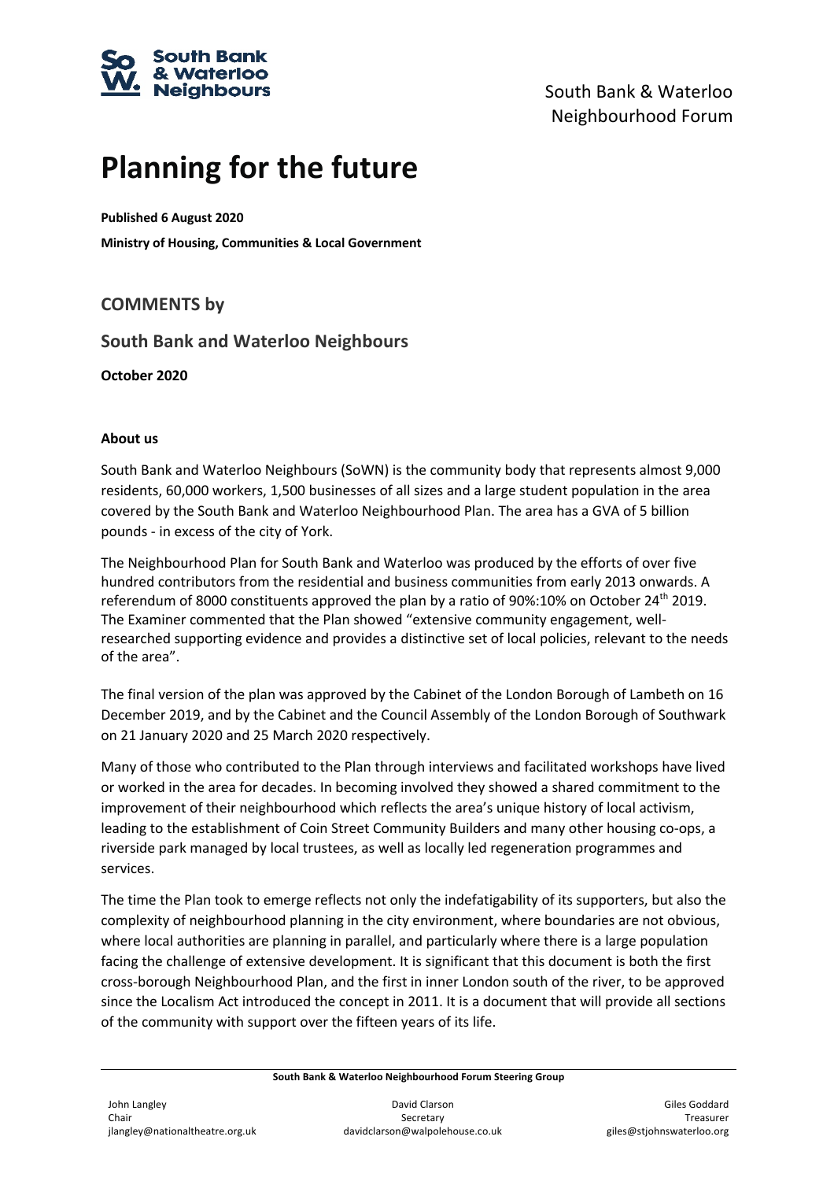South Bank & Waterloo Neighbourhood Forum

# Planning for the future

**Published 6 August 2020**

**Ministry of Housing, Communities & Local Government**

## COMMENTS by

## South Bank and Waterloo Neighbours

**October 2020**

**About us**

South Bank and Waterloo Neighbours (SoWN) is the community body that represents almost 9,000 residents, 60,000 workers, 1,500 businesses of all sizes and a large student population in the area covered by the South Bank and Waterloo Neighbourhood Plan. The area has a GVA of 5 billion pounds - in excess of the city of York.

The Neighbourhood Plan for South Bank and Waterloo was produced by the efforts of over five hundred contributors from the residential and business communities from early 2013 onwards. A referendum of 8000 constituents approved the plan by a ratio of 90%:10% on October 24th 2019. The Examiner commented that the Plan showed "extensive community engagement, well-researched supporting evidence and provides a distinctive set of local policies, relevant to the needs of the area".

The final version of the plan was approved by the Cabinet of the London Borough of Lambeth on 16 December 2019, and by the Cabinet and the Council Assembly of the London Borough of Southwark on 21 January 2020 and 25 March 2020 respectively.

Many of those who contributed to the Plan through interviews and facilitated workshops have lived or worked in the area for decades. In becoming involved they showed a shared commitment to the improvement of their neighbourhood which reflects the area's unique history of local activism, leading to the establishment of Coin Street Community Builders and many other housing co-ops, a riverside park managed by local trustees, as well as locally led regeneration programmes and services.

The time the Plan took to emerge reflects not only the indefatigability of its supporters, but also the complexity of neighbourhood planning in the city environment, where boundaries are not obvious, where local authorities are planning in parallel, and particularly where there is a large population facing the challenge of extensive development. It is significant that this document is both the first cross-borough Neighbourhood Plan, and the first in inner London south of the river, to be approved since the Localism Act introduced the concept in 2011. It is a document that will provide all sections of the community with support over the fifteen years of its life.

**South Bank & Waterloo Neighbourhood Forum Steering Group**

John Langley
Chair
jlangley@nationaltheatre.org.uk

David Clarson
Secretary
davidclarson@walpolehouse.co.uk

Giles Goddard
Treasurer
giles@stjohnswaterloo.org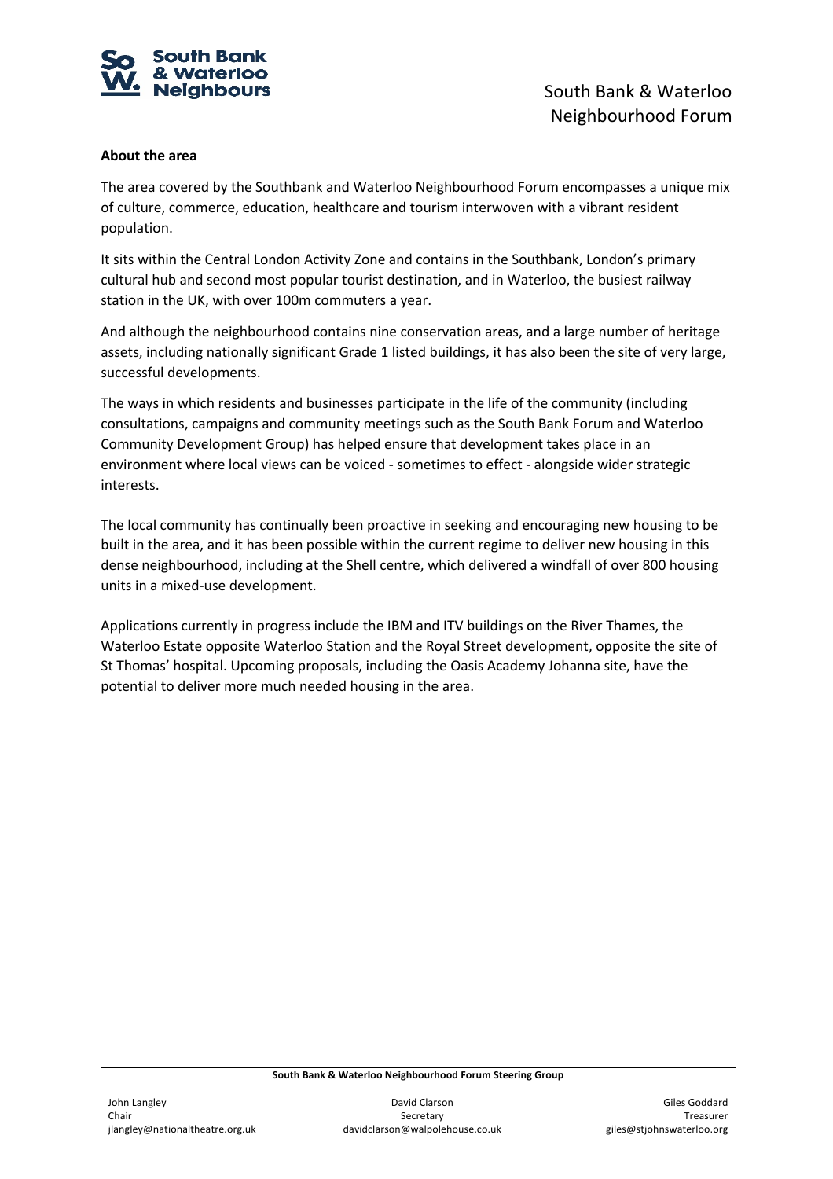## About the area

The area covered by the Southbank and Waterloo Neighbourhood Forum encompasses a unique mix of culture, commerce, education, healthcare and tourism interwoven with a vibrant resident population.

It sits within the Central London Activity Zone and contains in the Southbank, London's primary cultural hub and second most popular tourist destination, and in Waterloo, the busiest railway station in the UK, with over 100m commuters a year.

And although the neighbourhood contains nine conservation areas, and a large number of heritage assets, including nationally significant Grade 1 listed buildings, it has also been the site of very large, successful developments.

The ways in which residents and businesses participate in the life of the community (including consultations, campaigns and community meetings such as the South Bank Forum and Waterloo Community Development Group) has helped ensure that development takes place in an environment where local views can be voiced - sometimes to effect - alongside wider strategic interests.

The local community has continually been proactive in seeking and encouraging new housing to be built in the area, and it has been possible within the current regime to deliver new housing in this dense neighbourhood, including at the Shell centre, which delivered a windfall of over 800 housing units in a mixed-use development.

Applications currently in progress include the IBM and ITV buildings on the River Thames, the Waterloo Estate opposite Waterloo Station and the Royal Street development, opposite the site of St Thomas' hospital. Upcoming proposals, including the Oasis Academy Johanna site, have the potential to deliver more much needed housing in the area.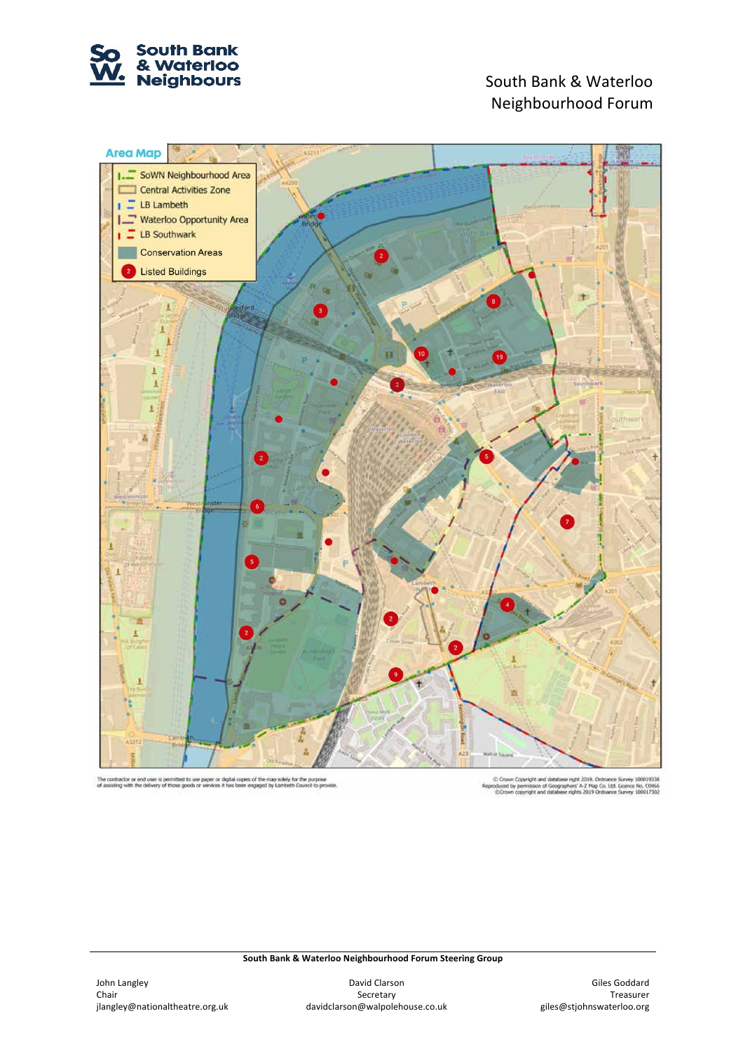# South Bank & Waterloo Neighbourhood Forum

## Area Map

- SoWN Neighbourhood Area
- Central Activities Zone
- LB Lambeth
- Waterloo Opportunity Area
- LB Southwark
- Conservation Areas
- Listed Buildings

The contractor or end user is permitted to use paper or digital copies of the map solely for the purpose of assisting with the delivery of those goods or services it has been engaged by Lambeth Council to provide.

© Crown Copyright and database right 2019. Ordnance Survey 100019338
Reproduced by permission of Geographers' A-Z Map Co. Ltd. Licence No. C0466
©Crown copyright and database rights 2019 Ordnance Survey 100017302

**South Bank & Waterloo Neighbourhood Forum Steering Group**

John Langley
Chair
jlangley@nationaltheatre.org.uk

David Clarson
Secretary
davidclarson@walpolehouse.co.uk

Giles Goddard
Treasurer
giles@stjohnswaterloo.org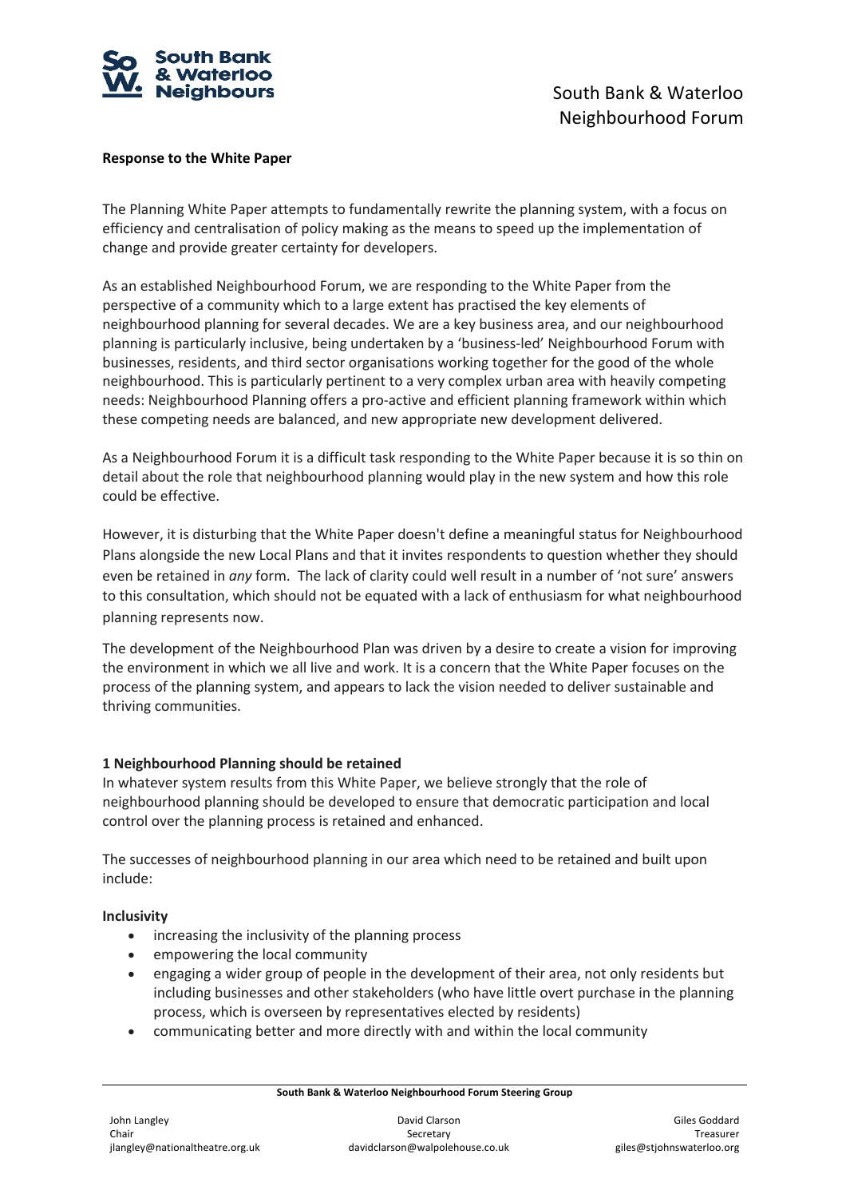**Response to the White Paper**

The Planning White Paper attempts to fundamentally rewrite the planning system, with a focus on efficiency and centralisation of policy making as the means to speed up the implementation of change and provide greater certainty for developers.

As an established Neighbourhood Forum, we are responding to the White Paper from the perspective of a community which to a large extent has practised the key elements of neighbourhood planning for several decades. We are a key business area, and our neighbourhood planning is particularly inclusive, being undertaken by a 'business-led' Neighbourhood Forum with businesses, residents, and third sector organisations working together for the good of the whole neighbourhood. This is particularly pertinent to a very complex urban area with heavily competing needs: Neighbourhood Planning offers a pro-active and efficient planning framework within which these competing needs are balanced, and new appropriate new development delivered.

As a Neighbourhood Forum it is a difficult task responding to the White Paper because it is so thin on detail about the role that neighbourhood planning would play in the new system and how this role could be effective.

However, it is disturbing that the White Paper doesn't define a meaningful status for Neighbourhood Plans alongside the new Local Plans and that it invites respondents to question whether they should even be retained in *any* form. The lack of clarity could well result in a number of 'not sure' answers to this consultation, which should not be equated with a lack of enthusiasm for what neighbourhood planning represents now.

The development of the Neighbourhood Plan was driven by a desire to create a vision for improving the environment in which we all live and work. It is a concern that the White Paper focuses on the process of the planning system, and appears to lack the vision needed to deliver sustainable and thriving communities.

**1 Neighbourhood Planning should be retained**

In whatever system results from this White Paper, we believe strongly that the role of neighbourhood planning should be developed to ensure that democratic participation and local control over the planning process is retained and enhanced.

The successes of neighbourhood planning in our area which need to be retained and built upon include:

**Inclusivity**

- increasing the inclusivity of the planning process
- empowering the local community
- engaging a wider group of people in the development of their area, not only residents but including businesses and other stakeholders (who have little overt purchase in the planning process, which is overseen by representatives elected by residents)
- communicating better and more directly with and within the local community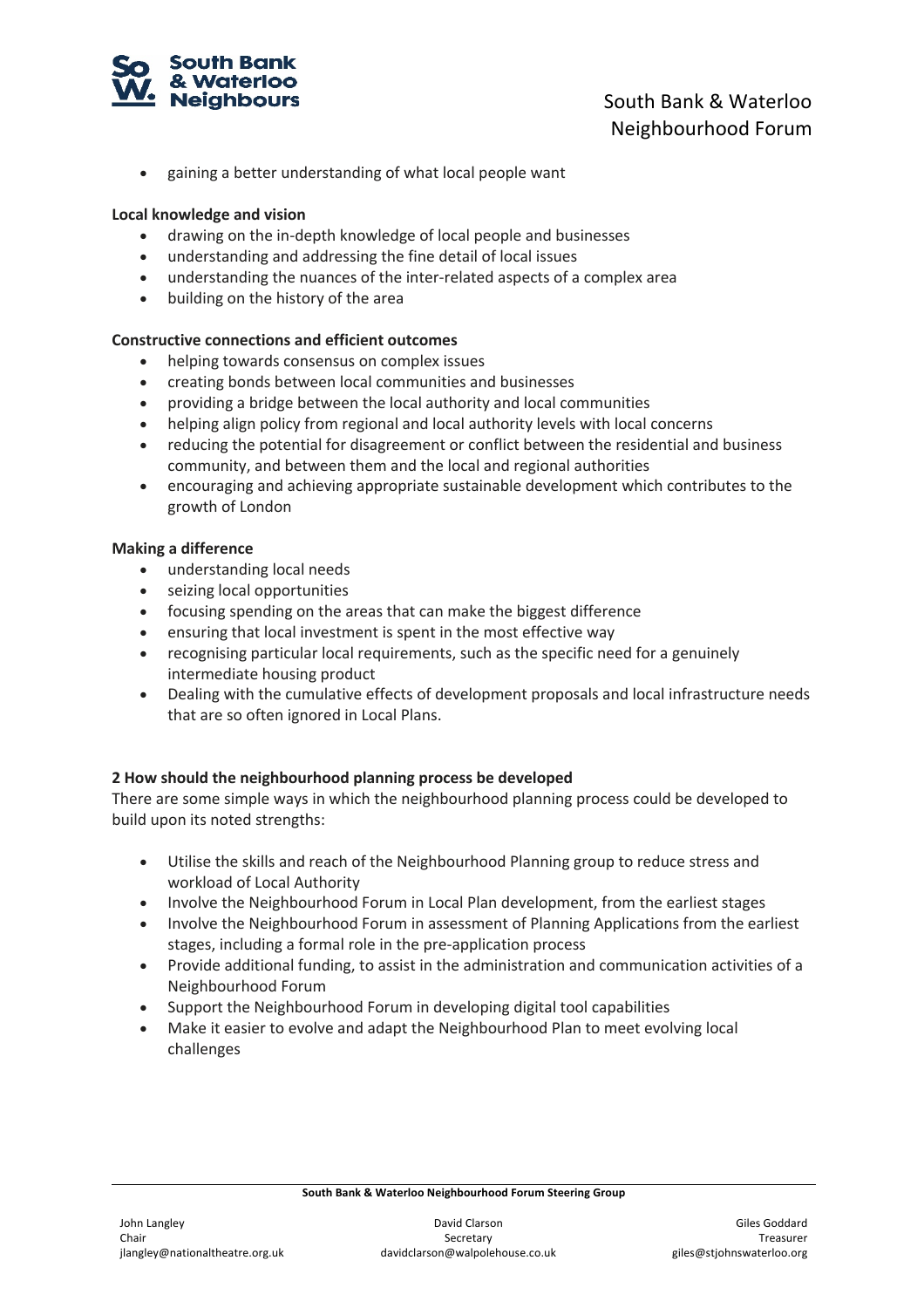- gaining a better understanding of what local people want

**Local knowledge and vision**

- drawing on the in-depth knowledge of local people and businesses
- understanding and addressing the fine detail of local issues
- understanding the nuances of the inter-related aspects of a complex area
- building on the history of the area

**Constructive connections and efficient outcomes**

- helping towards consensus on complex issues
- creating bonds between local communities and businesses
- providing a bridge between the local authority and local communities
- helping align policy from regional and local authority levels with local concerns
- reducing the potential for disagreement or conflict between the residential and business community, and between them and the local and regional authorities
- encouraging and achieving appropriate sustainable development which contributes to the growth of London

**Making a difference**

- understanding local needs
- seizing local opportunities
- focusing spending on the areas that can make the biggest difference
- ensuring that local investment is spent in the most effective way
- recognising particular local requirements, such as the specific need for a genuinely intermediate housing product
- Dealing with the cumulative effects of development proposals and local infrastructure needs that are so often ignored in Local Plans.

**2 How should the neighbourhood planning process be developed**

There are some simple ways in which the neighbourhood planning process could be developed to build upon its noted strengths:

- Utilise the skills and reach of the Neighbourhood Planning group to reduce stress and workload of Local Authority
- Involve the Neighbourhood Forum in Local Plan development, from the earliest stages
- Involve the Neighbourhood Forum in assessment of Planning Applications from the earliest stages, including a formal role in the pre-application process
- Provide additional funding, to assist in the administration and communication activities of a Neighbourhood Forum
- Support the Neighbourhood Forum in developing digital tool capabilities
- Make it easier to evolve and adapt the Neighbourhood Plan to meet evolving local challenges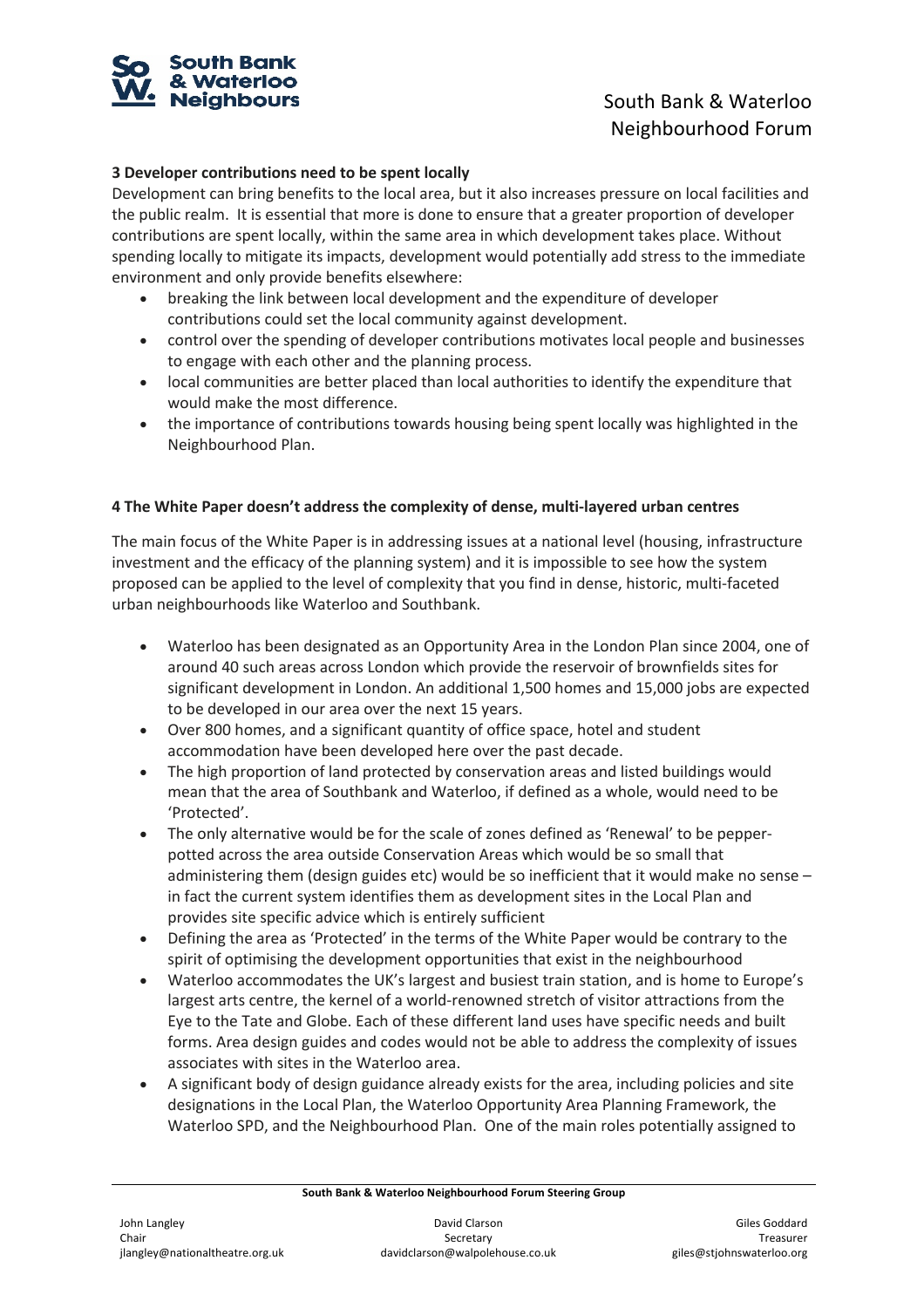**3 Developer contributions need to be spent locally**

Development can bring benefits to the local area, but it also increases pressure on local facilities and the public realm. It is essential that more is done to ensure that a greater proportion of developer contributions are spent locally, within the same area in which development takes place. Without spending locally to mitigate its impacts, development would potentially add stress to the immediate environment and only provide benefits elsewhere:

- breaking the link between local development and the expenditure of developer contributions could set the local community against development.
- control over the spending of developer contributions motivates local people and businesses to engage with each other and the planning process.
- local communities are better placed than local authorities to identify the expenditure that would make the most difference.
- the importance of contributions towards housing being spent locally was highlighted in the Neighbourhood Plan.

**4 The White Paper doesn't address the complexity of dense, multi-layered urban centres**

The main focus of the White Paper is in addressing issues at a national level (housing, infrastructure investment and the efficacy of the planning system) and it is impossible to see how the system proposed can be applied to the level of complexity that you find in dense, historic, multi-faceted urban neighbourhoods like Waterloo and Southbank.

- Waterloo has been designated as an Opportunity Area in the London Plan since 2004, one of around 40 such areas across London which provide the reservoir of brownfields sites for significant development in London. An additional 1,500 homes and 15,000 jobs are expected to be developed in our area over the next 15 years.
- Over 800 homes, and a significant quantity of office space, hotel and student accommodation have been developed here over the past decade.
- The high proportion of land protected by conservation areas and listed buildings would mean that the area of Southbank and Waterloo, if defined as a whole, would need to be 'Protected'.
- The only alternative would be for the scale of zones defined as 'Renewal' to be pepper-potted across the area outside Conservation Areas which would be so small that administering them (design guides etc) would be so inefficient that it would make no sense – in fact the current system identifies them as development sites in the Local Plan and provides site specific advice which is entirely sufficient
- Defining the area as 'Protected' in the terms of the White Paper would be contrary to the spirit of optimising the development opportunities that exist in the neighbourhood
- Waterloo accommodates the UK's largest and busiest train station, and is home to Europe's largest arts centre, the kernel of a world-renowned stretch of visitor attractions from the Eye to the Tate and Globe. Each of these different land uses have specific needs and built forms. Area design guides and codes would not be able to address the complexity of issues associates with sites in the Waterloo area.
- A significant body of design guidance already exists for the area, including policies and site designations in the Local Plan, the Waterloo Opportunity Area Planning Framework, the Waterloo SPD, and the Neighbourhood Plan. One of the main roles potentially assigned to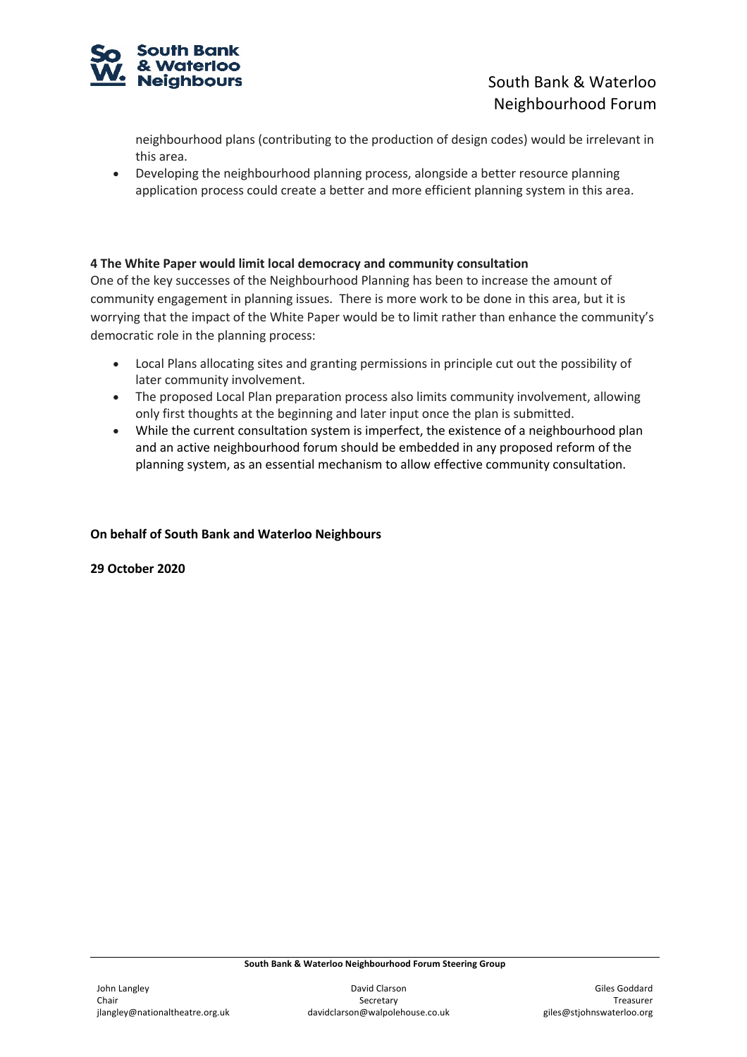neighbourhood plans (contributing to the production of design codes) would be irrelevant in this area.
- Developing the neighbourhood planning process, alongside a better resource planning application process could create a better and more efficient planning system in this area.

**4 The White Paper would limit local democracy and community consultation**

One of the key successes of the Neighbourhood Planning has been to increase the amount of community engagement in planning issues. There is more work to be done in this area, but it is worrying that the impact of the White Paper would be to limit rather than enhance the community's democratic role in the planning process:

- Local Plans allocating sites and granting permissions in principle cut out the possibility of later community involvement.
- The proposed Local Plan preparation process also limits community involvement, allowing only first thoughts at the beginning and later input once the plan is submitted.
- While the current consultation system is imperfect, the existence of a neighbourhood plan and an active neighbourhood forum should be embedded in any proposed reform of the planning system, as an essential mechanism to allow effective community consultation.

**On behalf of South Bank and Waterloo Neighbours**

**29 October 2020**